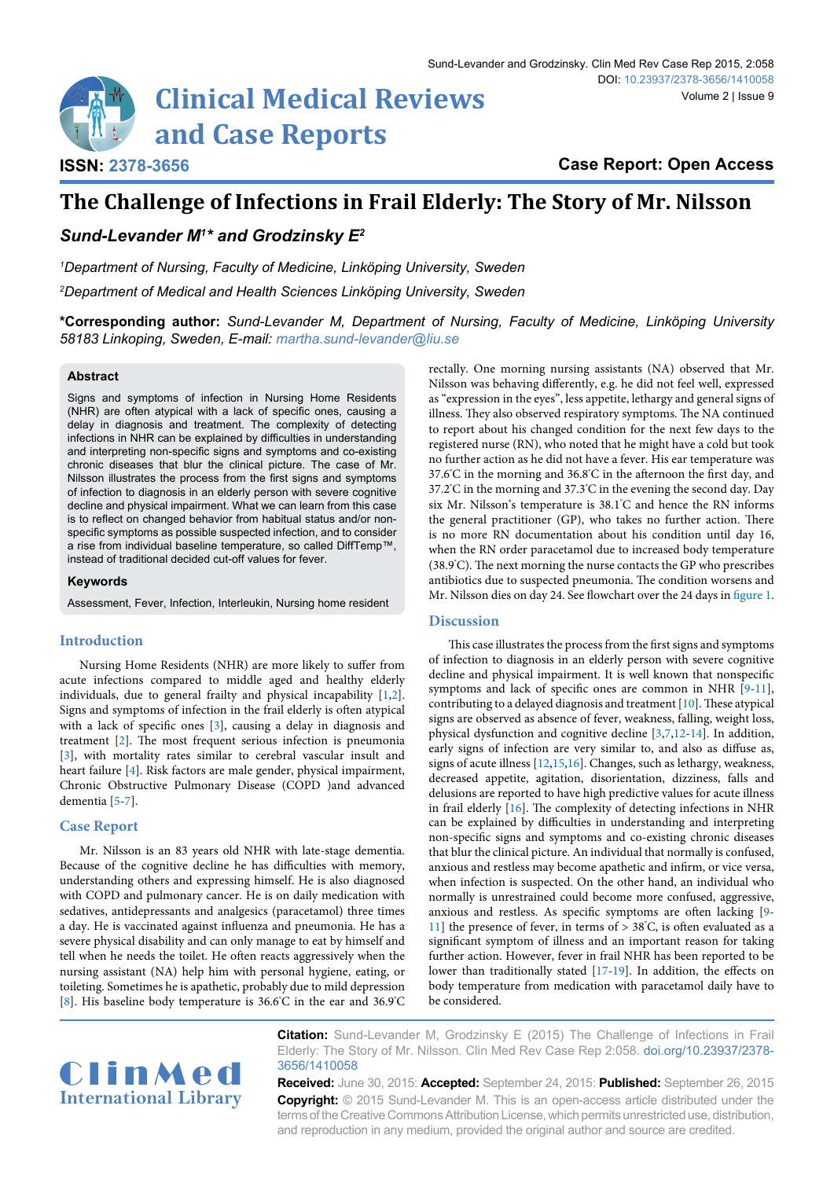# Clinical Medical Reviews and Case Reports

**ISSN: 2378-3656**

**Case Report: Open Access**

# The Challenge of Infections in Frail Elderly: The Story of Mr. Nilsson

***Sund-Levander M[1]\* and Grodzinsky E[2]***

*[1]Department of Nursing, Faculty of Medicine, Linköping University, Sweden*

*[2]Department of Medical and Health Sciences Linköping University, Sweden*

**\*Corresponding author:** *Sund-Levander M, Department of Nursing, Faculty of Medicine, Linköping University 58183 Linkoping, Sweden, E-mail: martha.sund-levander@liu.se*

## Abstract

Signs and symptoms of infection in Nursing Home Residents (NHR) are often atypical with a lack of specific ones, causing a delay in diagnosis and treatment. The complexity of detecting infections in NHR can be explained by difficulties in understanding and interpreting non-specific signs and symptoms and co-existing chronic diseases that blur the clinical picture. The case of Mr. Nilsson illustrates the process from the first signs and symptoms of infection to diagnosis in an elderly person with severe cognitive decline and physical impairment. What we can learn from this case is to reflect on changed behavior from habitual status and/or non-specific symptoms as possible suspected infection, and to consider a rise from individual baseline temperature, so called DiffTemp™, instead of traditional decided cut-off values for fever.

### Keywords

Assessment, Fever, Infection, Interleukin, Nursing home resident

## Introduction

Nursing Home Residents (NHR) are more likely to suffer from acute infections compared to middle aged and healthy elderly individuals, due to general frailty and physical incapability [1,2]. Signs and symptoms of infection in the frail elderly is often atypical with a lack of specific ones [3], causing a delay in diagnosis and treatment [2]. The most frequent serious infection is pneumonia [3], with mortality rates similar to cerebral vascular insult and heart failure [4]. Risk factors are male gender, physical impairment, Chronic Obstructive Pulmonary Disease (COPD )and advanced dementia [5-7].

## Case Report

Mr. Nilsson is an 83 years old NHR with late-stage dementia. Because of the cognitive decline he has difficulties with memory, understanding others and expressing himself. He is also diagnosed with COPD and pulmonary cancer. He is on daily medication with sedatives, antidepressants and analgesics (paracetamol) three times a day. He is vaccinated against influenza and pneumonia. He has a severe physical disability and can only manage to eat by himself and tell when he needs the toilet. He often reacts aggressively when the nursing assistant (NA) help him with personal hygiene, eating, or toileting. Sometimes he is apathetic, probably due to mild depression [8]. His baseline body temperature is 36.6°C in the ear and 36.9°C rectally. One morning nursing assistants (NA) observed that Mr. Nilsson was behaving differently, e.g. he did not feel well, expressed as "expression in the eyes", less appetite, lethargy and general signs of illness. They also observed respiratory symptoms. The NA continued to report about his changed condition for the next few days to the registered nurse (RN), who noted that he might have a cold but took no further action as he did not have a fever. His ear temperature was 37.6°C in the morning and 36.8°C in the afternoon the first day, and 37.2°C in the morning and 37.3°C in the evening the second day. Day six Mr. Nilsson's temperature is 38.1°C and hence the RN informs the general practitioner (GP), who takes no further action. There is no more RN documentation about his condition until day 16, when the RN order paracetamol due to increased body temperature (38.9°C). The next morning the nurse contacts the GP who prescribes antibiotics due to suspected pneumonia. The condition worsens and Mr. Nilsson dies on day 24. See flowchart over the 24 days in figure 1.

## Discussion

This case illustrates the process from the first signs and symptoms of infection to diagnosis in an elderly person with severe cognitive decline and physical impairment. It is well known that nonspecific symptoms and lack of specific ones are common in NHR [9-11], contributing to a delayed diagnosis and treatment [10]. These atypical signs are observed as absence of fever, weakness, falling, weight loss, physical dysfunction and cognitive decline [3,7,12-14]. In addition, early signs of infection are very similar to, and also as diffuse as, signs of acute illness [12,15,16]. Changes, such as lethargy, weakness, decreased appetite, agitation, disorientation, dizziness, falls and delusions are reported to have high predictive values for acute illness in frail elderly [16]. The complexity of detecting infections in NHR can be explained by difficulties in understanding and interpreting non-specific signs and symptoms and co-existing chronic diseases that blur the clinical picture. An individual that normally is confused, anxious and restless may become apathetic and infirm, or vice versa, when infection is suspected. On the other hand, an individual who normally is unrestrained could become more confused, aggressive, anxious and restless. As specific symptoms are often lacking [9-11] the presence of fever, in terms of > 38°C, is often evaluated as a significant symptom of illness and an important reason for taking further action. However, fever in frail NHR has been reported to be lower than traditionally stated [17-19]. In addition, the effects on body temperature from medication with paracetamol daily have to be considered.

**Citation:** Sund-Levander M, Grodzinsky E (2015) The Challenge of Infections in Frail Elderly: The Story of Mr. Nilsson. Clin Med Rev Case Rep 2:058. doi.org/10.23937/2378-3656/1410058

**Received:** June 30, 2015: **Accepted:** September 24, 2015: **Published:** September 26, 2015

**Copyright:** © 2015 Sund-Levander M. This is an open-access article distributed under the terms of the Creative Commons Attribution License, which permits unrestricted use, distribution, and reproduction in any medium, provided the original author and source are credited.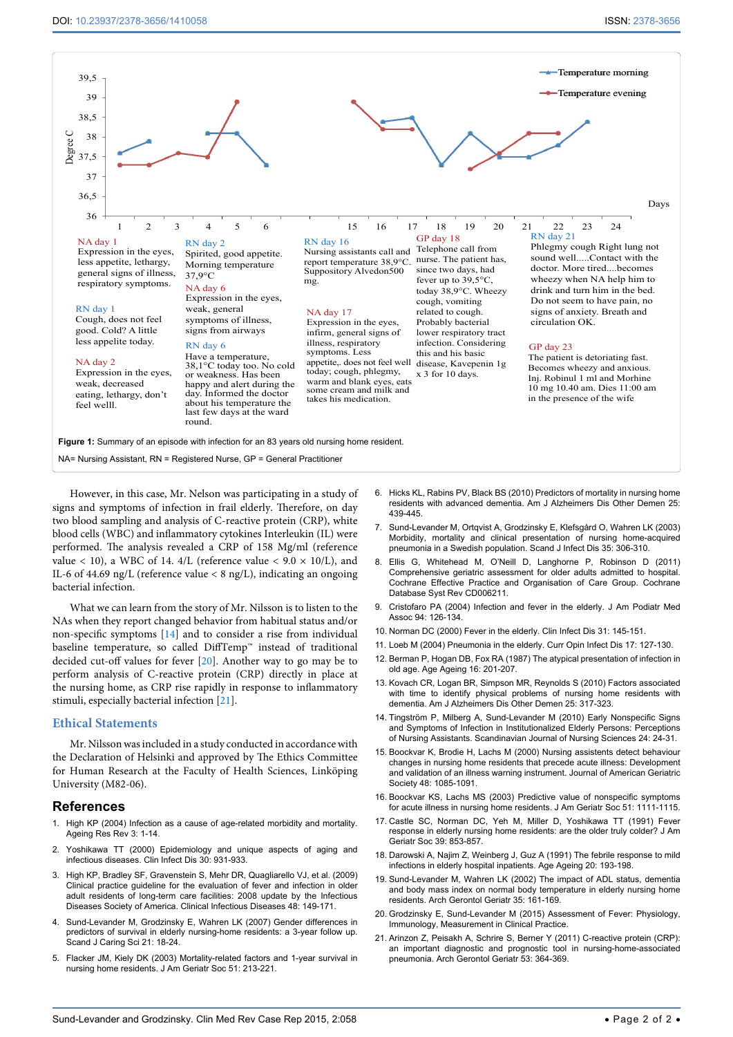39,5

39

38,5

38

37,5

37

36,5

36

Degree C

Temperature morning

Temperature evening

Days

1 2 3 4 5 6 15 16 17 18 19 20 21 22 23 24

NA day 1
Expression in the eyes, less appetite, lethargy, general signs of illness, respiratory symptoms.

RN day 1
Cough, does not feel good. Cold? A little less appelite today.

NA day 2
Expression in the eyes, weak, decreased eating, lethargy, don't feel welll.

RN day 2
Spirited, good appetite. Morning temperature 37,9°C

NA day 6
Expression in the eyes, weak, general symptoms of illness, signs from airways

RN day 6
Have a temperature, 38,1°C today too. No cold or weakness. Has been happy and alert during the day. Informed the doctor about his temperature the last few days at the ward round.

RN day 16
Nursing assistants call and report temperature 38,9°C. Suppository Alvedon500 mg.

NA day 17
Expression in the eyes, infirm, general signs of illness, respiratory symptoms. Less appetite,. does not feel well today; cough, phlegmy, warm and blank eyes, eats some cream and milk and takes his medication.

GP day 18
Telephone call from nurse. The patient has, since two days, had fever up to 39,5°C, today 38,9°C. Wheezy cough, vomiting related to cough. Probably bacterial lower respiratory tract infection. Considering this and his basic disease, Kavepenin 1g x 3 for 10 days.

RN day 21
Phlegmy cough Right lung not sound well.....Contact with the doctor. More tired....becomes wheezy when NA help him to drink and turn him in the bed. Do not seem to have pain, no signs of anxiety. Breath and circulation OK.

GP day 23
The patient is detoriating fast. Becomes wheezy and anxious. Inj. Robinul 1 ml and Morhine 10 mg 10.40 am. Dies 11:00 am in the presence of the wife

**Figure 1:** Summary of an episode with infection for an 83 years old nursing home resident.

NA= Nursing Assistant, RN = Registered Nurse, GP = General Practitioner

However, in this case, Mr. Nelson was participating in a study of signs and symptoms of infection in frail elderly. Therefore, on day two blood sampling and analysis of C-reactive protein (CRP), white blood cells (WBC) and inflammatory cytokines Interleukin (IL) were performed. The analysis revealed a CRP of 158 Mg/ml (reference value < 10), a WBC of 14. 4/L (reference value < 9.0 × 10/L), and IL-6 of 44.69 ng/L (reference value < 8 ng/L), indicating an ongoing bacterial infection.

What we can learn from the story of Mr. Nilsson is to listen to the NAs when they report changed behavior from habitual status and/or non-specific symptoms [14] and to consider a rise from individual baseline temperature, so called DiffTemp™ instead of traditional decided cut-off values for fever [20]. Another way to go may be to perform analysis of C-reactive protein (CRP) directly in place at the nursing home, as CRP rise rapidly in response to inflammatory stimuli, especially bacterial infection [21].

## Ethical Statements

Mr. Nilsson was included in a study conducted in accordance with the Declaration of Helsinki and approved by The Ethics Committee for Human Research at the Faculty of Health Sciences, Linköping University (M82-06).

## References

1. High KP (2004) Infection as a cause of age-related morbidity and mortality. Ageing Res Rev 3: 1-14.
2. Yoshikawa TT (2000) Epidemiology and unique aspects of aging and infectious diseases. Clin Infect Dis 30: 931-933.
3. High KP, Bradley SF, Gravenstein S, Mehr DR, Quagliarello VJ, et al. (2009) Clinical practice guideline for the evaluation of fever and infection in older adult residents of long-term care facilities: 2008 update by the Infectious Diseases Society of America. Clinical Infectious Diseases 48: 149-171.
4. Sund-Levander M, Grodzinsky E, Wahren LK (2007) Gender differences in predictors of survival in elderly nursing-home residents: a 3-year follow up. Scand J Caring Sci 21: 18-24.
5. Flacker JM, Kiely DK (2003) Mortality-related factors and 1-year survival in nursing home residents. J Am Geriatr Soc 51: 213-221.
6. Hicks KL, Rabins PV, Black BS (2010) Predictors of mortality in nursing home residents with advanced dementia. Am J Alzheimers Dis Other Demen 25: 439-445.
7. Sund-Levander M, Ortqvist A, Grodzinsky E, Klefsgård O, Wahren LK (2003) Morbidity, mortality and clinical presentation of nursing home-acquired pneumonia in a Swedish population. Scand J Infect Dis 35: 306-310.
8. Ellis G, Whitehead M, O'Neill D, Langhorne P, Robinson D (2011) Comprehensive geriatric assessment for older adults admitted to hospital. Cochrane Effective Practice and Organisation of Care Group. Cochrane Database Syst Rev CD006211.
9. Cristofaro PA (2004) Infection and fever in the elderly. J Am Podiatr Med Assoc 94: 126-134.
10. Norman DC (2000) Fever in the elderly. Clin Infect Dis 31: 145-151.
11. Loeb M (2004) Pneumonia in the elderly. Curr Opin Infect Dis 17: 127-130.
12. Berman P, Hogan DB, Fox RA (1987) The atypical presentation of infection in old age. Age Ageing 16: 201-207.
13. Kovach CR, Logan BR, Simpson MR, Reynolds S (2010) Factors associated with time to identify physical problems of nursing home residents with dementia. Am J Alzheimers Dis Other Demen 25: 317-323.
14. Tingström P, Milberg A, Sund-Levander M (2010) Early Nonspecific Signs and Symptoms of Infection in Institutionalized Elderly Persons: Perceptions of Nursing Assistants. Scandinavian Journal of Nursing Sciences 24: 24-31.
15. Boockvar K, Brodie H, Lachs M (2000) Nursing assistents detect behaviour changes in nursing home residents that precede acute illness: Development and validation of an illness warning instrument. Journal of American Geriatric Society 48: 1085-1091.
16. Boockvar KS, Lachs MS (2003) Predictive value of nonspecific symptoms for acute illness in nursing home residents. J Am Geriatr Soc 51: 1111-1115.
17. Castle SC, Norman DC, Yeh M, Miller D, Yoshikawa TT (1991) Fever response in elderly nursing home residents: are the older truly colder? J Am Geriatr Soc 39: 853-857.
18. Darowski A, Najim Z, Weinberg J, Guz A (1991) The febrile response to mild infections in elderly hospital inpatients. Age Ageing 20: 193-198.
19. Sund-Levander M, Wahren LK (2002) The impact of ADL status, dementia and body mass index on normal body temperature in elderly nursing home residents. Arch Gerontol Geriatr 35: 161-169.
20. Grodzinsky E, Sund-Levander M (2015) Assessment of Fever: Physiology, Immunology, Measurement in Clinical Practice.
21. Arinzon Z, Peisakh A, Schrire S, Berner Y (2011) C-reactive protein (CRP): an important diagnostic and prognostic tool in nursing-home-associated pneumonia. Arch Gerontol Geriatr 53: 364-369.